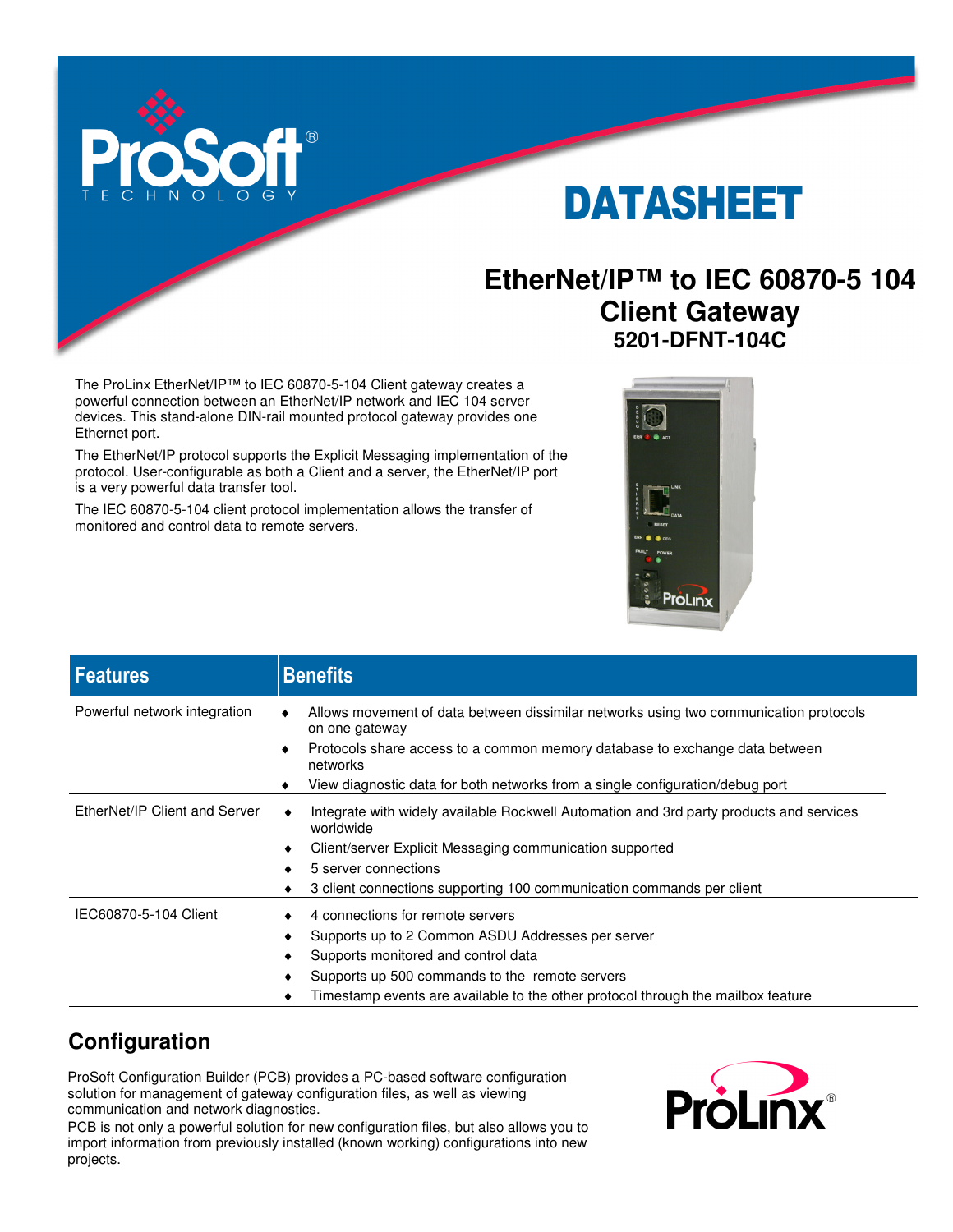# DATASHEET

## EtherNet/IP™ to IEC 60870-5 104 Client Gateway

### 5201-DFNT-104C

The ProLinx EtherNet/IP™ to IEC 60870-5-104 Client gateway creates a powerful connection between an EtherNet/IP network and IEC 104 server devices. This stand-alone DIN-rail mounted protocol gateway provides one Ethernet port.

The EtherNet/IP protocol supports the Explicit Messaging implementation of the protocol. User-configurable as both a Client and a server, the EtherNet/IP port is a very powerful data transfer tool.

The IEC 60870-5-104 client protocol implementation allows the transfer of monitored and control data to remote servers.

| Features | Benefits |
|---|---|
| Powerful network integration | ♦ Allows movement of data between dissimilar networks using two communication protocols on one gateway<br>♦ Protocols share access to a common memory database to exchange data between networks<br>♦ View diagnostic data for both networks from a single configuration/debug port |
| EtherNet/IP Client and Server | ♦ Integrate with widely available Rockwell Automation and 3rd party products and services worldwide<br>♦ Client/server Explicit Messaging communication supported<br>♦ 5 server connections<br>♦ 3 client connections supporting 100 communication commands per client |
| IEC60870-5-104 Client | ♦ 4 connections for remote servers<br>♦ Supports up to 2 Common ASDU Addresses per server<br>♦ Supports monitored and control data<br>♦ Supports up 500 commands to the remote servers<br>♦ Timestamp events are available to the other protocol through the mailbox feature |

## Configuration

ProSoft Configuration Builder (PCB) provides a PC-based software configuration solution for management of gateway configuration files, as well as viewing communication and network diagnostics.
PCB is not only a powerful solution for new configuration files, but also allows you to import information from previously installed (known working) configurations into new projects.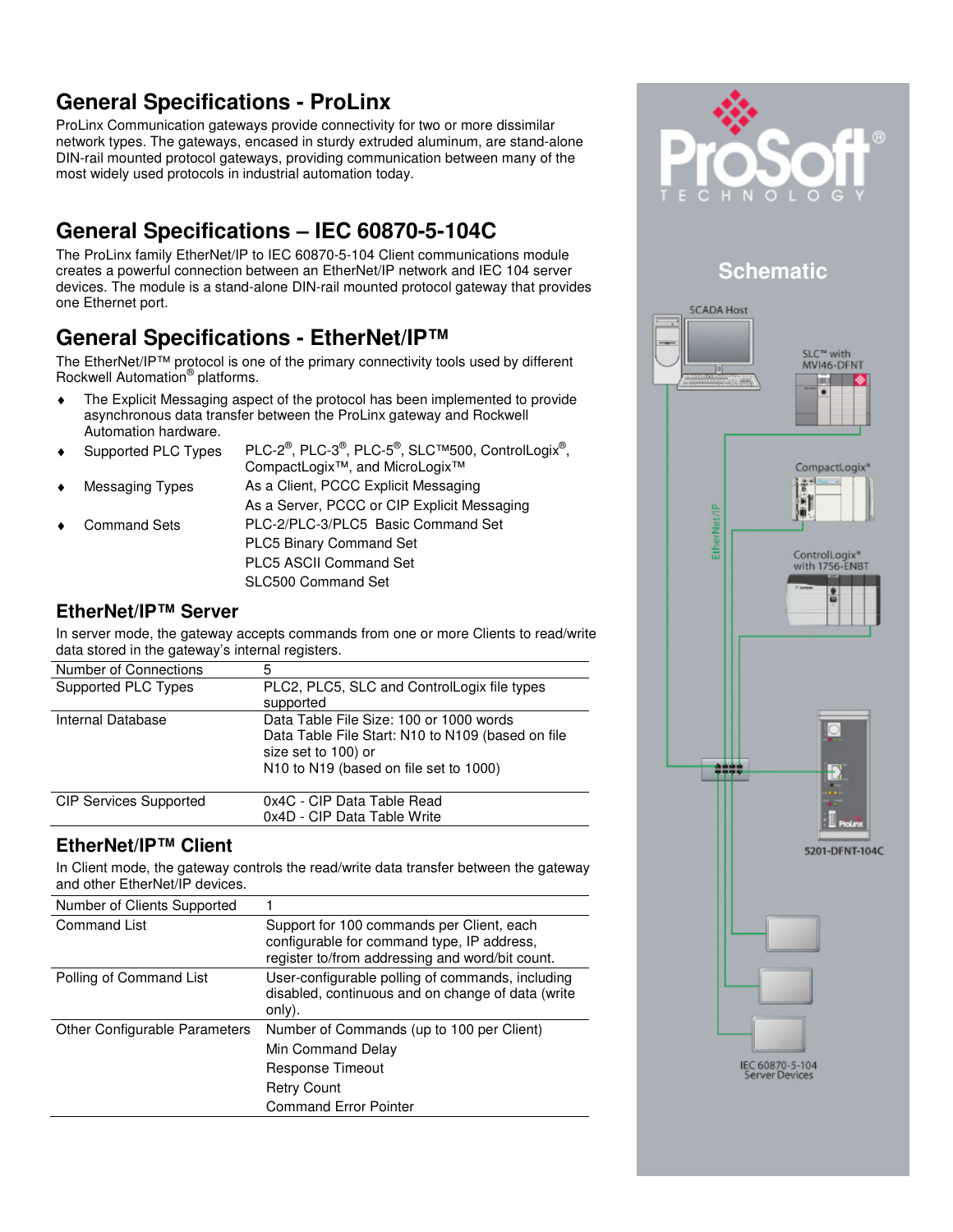## General Specifications - ProLinx

ProLinx Communication gateways provide connectivity for two or more dissimilar network types. The gateways, encased in sturdy extruded aluminum, are stand-alone DIN-rail mounted protocol gateways, providing communication between many of the most widely used protocols in industrial automation today.

## General Specifications – IEC 60870-5-104C

The ProLinx family EtherNet/IP to IEC 60870-5-104 Client communications module creates a powerful connection between an EtherNet/IP network and IEC 104 server devices. The module is a stand-alone DIN-rail mounted protocol gateway that provides one Ethernet port.

## General Specifications - EtherNet/IP™

The EtherNet/IP™ protocol is one of the primary connectivity tools used by different Rockwell Automation® platforms.

- The Explicit Messaging aspect of the protocol has been implemented to provide asynchronous data transfer between the ProLinx gateway and Rockwell Automation hardware.
- Supported PLC Types: PLC-2®, PLC-3®, PLC-5®, SLC™500, ControlLogix®, CompactLogix™, and MicroLogix™
- Messaging Types: As a Client, PCCC Explicit Messaging; As a Server, PCCC or CIP Explicit Messaging
- Command Sets: PLC-2/PLC-3/PLC5 Basic Command Set; PLC5 Binary Command Set; PLC5 ASCII Command Set; SLC500 Command Set

### EtherNet/IP™ Server

In server mode, the gateway accepts commands from one or more Clients to read/write data stored in the gateway's internal registers.

| | |
|---|---|
| Number of Connections | 5 |
| Supported PLC Types | PLC2, PLC5, SLC and ControlLogix file types supported |
| Internal Database | Data Table File Size: 100 or 1000 words<br>Data Table File Start: N10 to N109 (based on file size set to 100) or<br>N10 to N19 (based on file set to 1000) |
| CIP Services Supported | 0x4C - CIP Data Table Read<br>0x4D - CIP Data Table Write |

### EtherNet/IP™ Client

In Client mode, the gateway controls the read/write data transfer between the gateway and other EtherNet/IP devices.

| | |
|---|---|
| Number of Clients Supported | 1 |
| Command List | Support for 100 commands per Client, each configurable for command type, IP address, register to/from addressing and word/bit count. |
| Polling of Command List | User-configurable polling of commands, including disabled, continuous and on change of data (write only). |
| Other Configurable Parameters | Number of Commands (up to 100 per Client)<br>Min Command Delay<br>Response Timeout<br>Retry Count<br>Command Error Pointer |

## Schematic

SCADA Host

SLC™ with MVI46-DFNT

CompactLogix®

ControlLogix® with 1756-ENBT

EtherNet/IP

5201-DFNT-104C

IEC 60870-5-104 Server Devices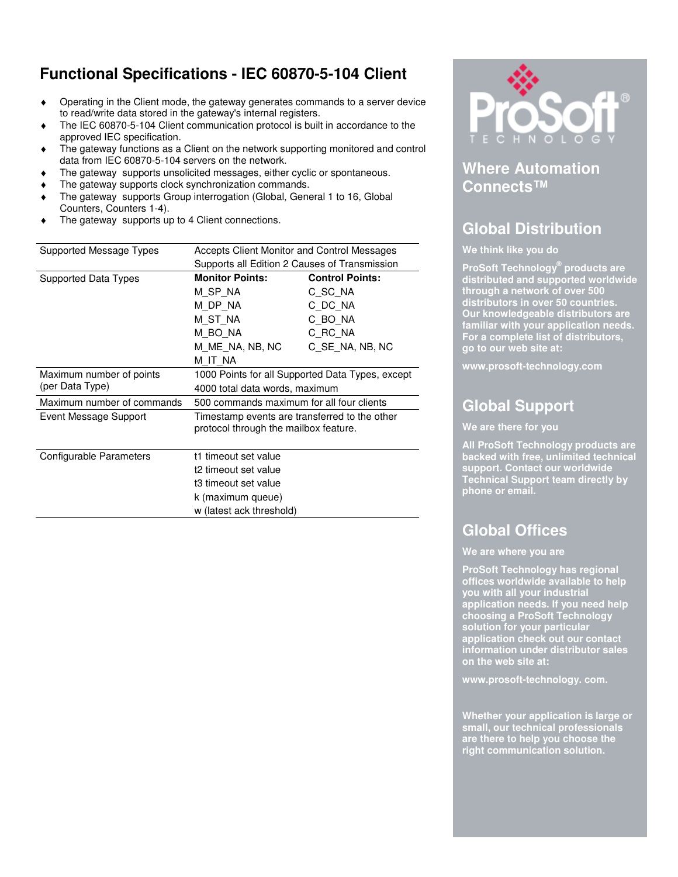## Functional Specifications - IEC 60870-5-104 Client

- Operating in the Client mode, the gateway generates commands to a server device to read/write data stored in the gateway's internal registers.
- The IEC 60870-5-104 Client communication protocol is built in accordance to the approved IEC specification.
- The gateway functions as a Client on the network supporting monitored and control data from IEC 60870-5-104 servers on the network.
- The gateway supports unsolicited messages, either cyclic or spontaneous.
- The gateway supports clock synchronization commands.
- The gateway supports Group interrogation (Global, General 1 to 16, Global Counters, Counters 1-4).
- The gateway supports up to 4 Client connections.

| | | |
|---|---|---|
| Supported Message Types | Accepts Client Monitor and Control Messages<br>Supports all Edition 2 Causes of Transmission | |
| Supported Data Types | **Monitor Points:** | **Control Points:** |
| | M_SP_NA | C_SC_NA |
| | M_DP_NA | C_DC_NA |
| | M_ST_NA | C_BO_NA |
| | M_BO_NA | C_RC_NA |
| | M_ME_NA, NB, NC | C_SE_NA, NB, NC |
| | M_IT_NA | |
| Maximum number of points (per Data Type) | 1000 Points for all Supported Data Types, except<br>4000 total data words, maximum | |
| Maximum number of commands | 500 commands maximum for all four clients | |
| Event Message Support | Timestamp events are transferred to the other protocol through the mailbox feature. | |
| Configurable Parameters | t1 timeout set value<br>t2 timeout set value<br>t3 timeout set value<br>k (maximum queue)<br>w (latest ack threshold) | |

ProSoft TECHNOLOGY

## Where Automation Connects™

## Global Distribution

**We think like you do**

**ProSoft Technology® products are distributed and supported worldwide through a network of over 500 distributors in over 50 countries. Our knowledgeable distributors are familiar with your application needs. For a complete list of distributors, go to our web site at:**

**www.prosoft-technology.com**

## Global Support

**We are there for you**

**All ProSoft Technology products are backed with free, unlimited technical support. Contact our worldwide Technical Support team directly by phone or email.**

## Global Offices

**We are where you are**

**ProSoft Technology has regional offices worldwide available to help you with all your industrial application needs. If you need help choosing a ProSoft Technology solution for your particular application check out our contact information under distributor sales on the web site at:**

**www.prosoft-technology. com.**

**Whether your application is large or small, our technical professionals are there to help you choose the right communication solution.**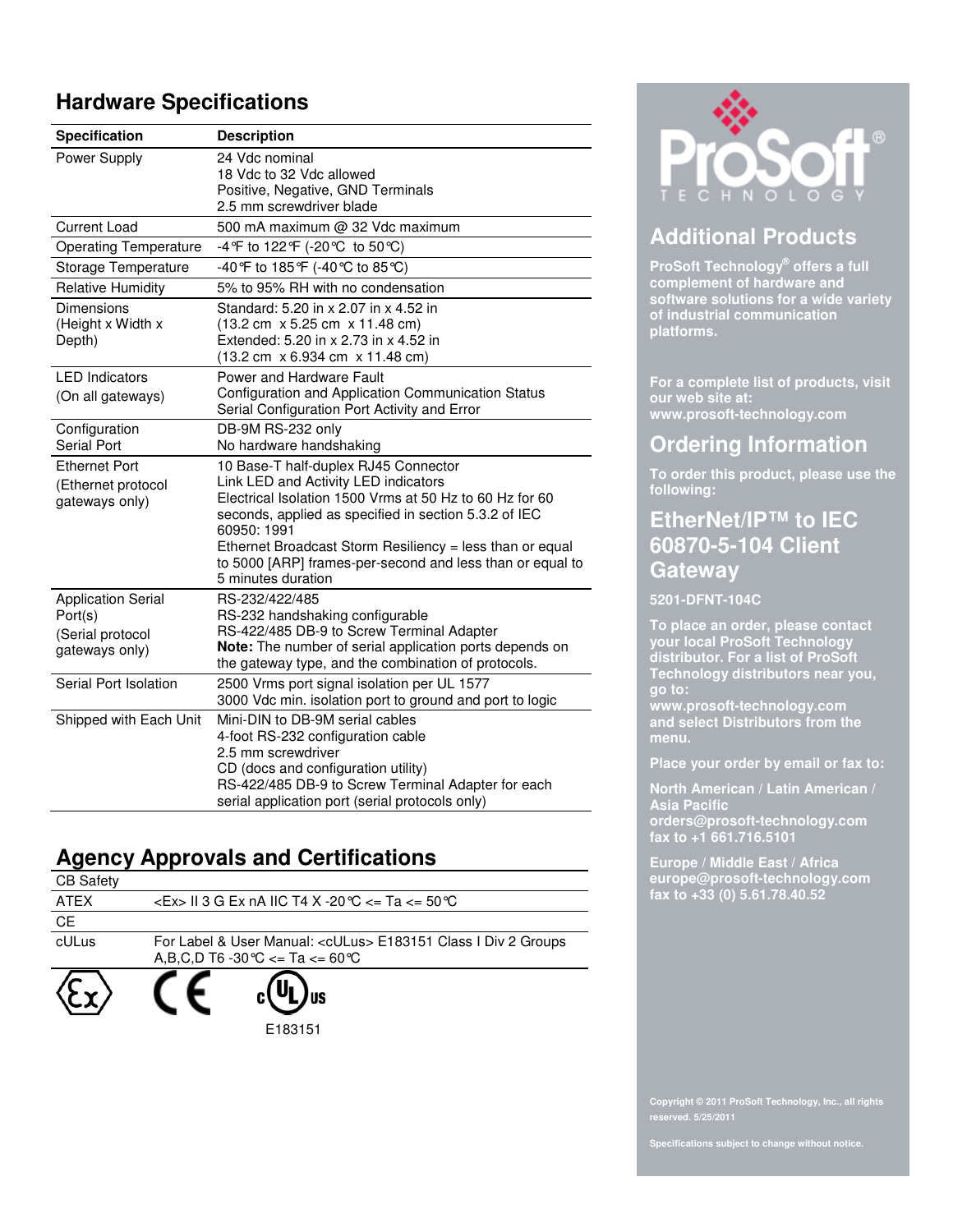## Hardware Specifications

| Specification | Description |
|---|---|
| Power Supply | 24 Vdc nominal<br>18 Vdc to 32 Vdc allowed<br>Positive, Negative, GND Terminals<br>2.5 mm screwdriver blade |
| Current Load | 500 mA maximum @ 32 Vdc maximum |
| Operating Temperature | -4°F to 122°F (-20°C to 50°C) |
| Storage Temperature | -40°F to 185°F (-40°C to 85°C) |
| Relative Humidity | 5% to 95% RH with no condensation |
| Dimensions (Height x Width x Depth) | Standard: 5.20 in x 2.07 in x 4.52 in<br>(13.2 cm x 5.25 cm x 11.48 cm)<br>Extended: 5.20 in x 2.73 in x 4.52 in<br>(13.2 cm x 6.934 cm x 11.48 cm) |
| LED Indicators<br>(On all gateways) | Power and Hardware Fault<br>Configuration and Application Communication Status<br>Serial Configuration Port Activity and Error |
| Configuration Serial Port | DB-9M RS-232 only<br>No hardware handshaking |
| Ethernet Port<br>(Ethernet protocol gateways only) | 10 Base-T half-duplex RJ45 Connector<br>Link LED and Activity LED indicators<br>Electrical Isolation 1500 Vrms at 50 Hz to 60 Hz for 60 seconds, applied as specified in section 5.3.2 of IEC 60950: 1991<br>Ethernet Broadcast Storm Resiliency = less than or equal to 5000 [ARP] frames-per-second and less than or equal to 5 minutes duration |
| Application Serial Port(s)<br>(Serial protocol gateways only) | RS-232/422/485<br>RS-232 handshaking configurable<br>RS-422/485 DB-9 to Screw Terminal Adapter<br>**Note:** The number of serial application ports depends on the gateway type, and the combination of protocols. |
| Serial Port Isolation | 2500 Vrms port signal isolation per UL 1577<br>3000 Vdc min. isolation port to ground and port to logic |
| Shipped with Each Unit | Mini-DIN to DB-9M serial cables<br>4-foot RS-232 configuration cable<br>2.5 mm screwdriver<br>CD (docs and configuration utility)<br>RS-422/485 DB-9 to Screw Terminal Adapter for each serial application port (serial protocols only) |

## Agency Approvals and Certifications

| | |
|---|---|
| CB Safety | |
| ATEX | <Ex> II 3 G Ex nA IIC T4 X -20°C <= Ta <= 50°C |
| CE | |
| cULus | For Label & User Manual: <cULus> E183151 Class I Div 2 Groups A,B,C,D T6 -30°C <= Ta <= 60°C |

E183151

## Additional Products

**ProSoft Technology® offers a full complement of hardware and software solutions for a wide variety of industrial communication platforms.**

**For a complete list of products, visit our web site at: www.prosoft-technology.com**

## Ordering Information

**To order this product, please use the following:**

### EtherNet/IP™ to IEC 60870-5-104 Client Gateway

**5201-DFNT-104C**

**To place an order, please contact your local ProSoft Technology distributor. For a list of ProSoft Technology distributors near you, go to: www.prosoft-technology.com and select Distributors from the menu.**

**Place your order by email or fax to:**

**North American / Latin American / Asia Pacific**
**orders@prosoft-technology.com**
**fax to +1 661.716.5101**

**Europe / Middle East / Africa**
**europe@prosoft-technology.com**
**fax to +33 (0) 5.61.78.40.52**

Copyright © 2011 ProSoft Technology, Inc., all rights reserved. 5/25/2011

Specifications subject to change without notice.